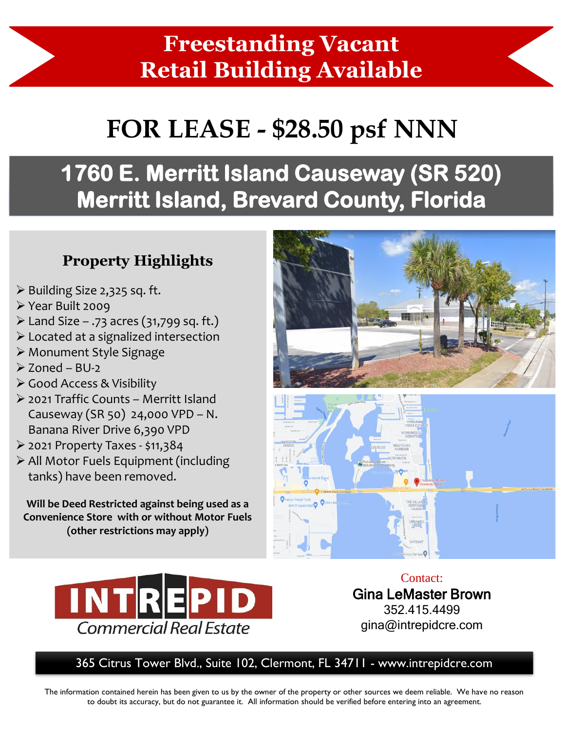# Freestanding Vacant Retail Building Available

# FOR LEASE - $28.50 psf NNN

## 1760 E. Merritt Island Causeway (SR 520) Merritt Island, Brevard County, Florida

### Property Highlights

- Building Size 2,325 sq. ft.
- Year Built 2009
- Land Size – .73 acres (31,799 sq. ft.)
- Located at a signalized intersection
- Monument Style Signage
- Zoned – BU-2
- Good Access & Visibility
- 2021 Traffic Counts – Merritt Island Causeway (SR 50) 24,000 VPD – N. Banana River Drive 6,390 VPD
- 2021 Property Taxes - $11,384
- All Motor Fuels Equipment (including tanks) have been removed.

**Will be Deed Restricted against being used as a Convenience Store with or without Motor Fuels (other restrictions may apply)**

INTREPID Commercial Real Estate

Contact:
**Gina LeMaster Brown**
352.415.4499
gina@intrepidcre.com

365 Citrus Tower Blvd., Suite 102, Clermont, FL 34711 - www.intrepidcre.com

The information contained herein has been given to us by the owner of the property or other sources we deem reliable. We have no reason to doubt its accuracy, but do not guarantee it. All information should be verified before entering into an agreement.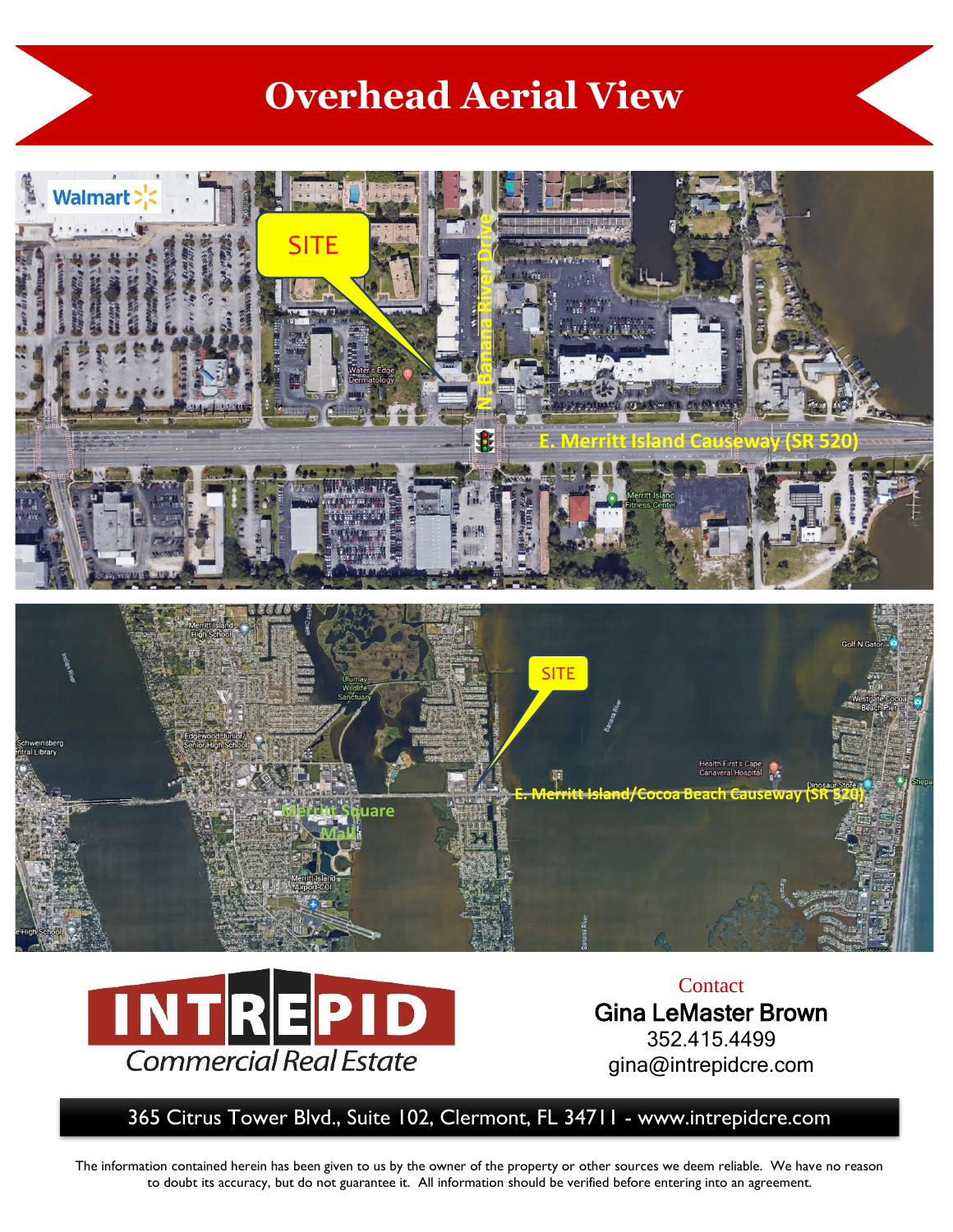# Overhead Aerial View

Contact

**Gina LeMaster Brown**

352.415.4499

gina@intrepidcre.com

365 Citrus Tower Blvd., Suite 102, Clermont, FL 34711 - www.intrepidcre.com

The information contained herein has been given to us by the owner of the property or other sources we deem reliable. We have no reason to doubt its accuracy, but do not guarantee it. All information should be verified before entering into an agreement.